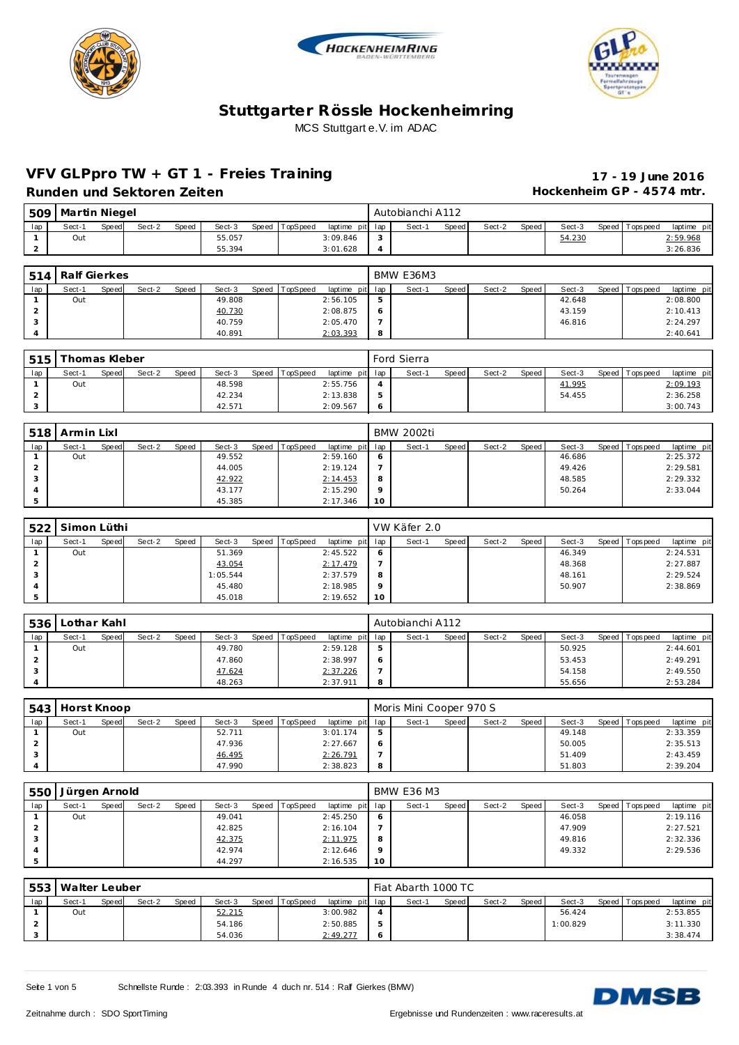# Stuttgarter Rössle Hockenheimring

MCS Stuttgart e.V. im ADAC

## VFV GLPpro TW + GT 1 - Freies Training

**Runden und Sektoren Zeiten**

**17 - 19 June 2016**
**Hockenheim GP - 4574 mtr.**

| 509 | Martin Niegel | | | | | | | | Autobianchi A112 | | | | | | | | |
|---|---|---|---|---|---|---|---|---|---|---|---|---|---|---|---|---|---|
| lap | Sect-1 | Speed | Sect-2 | Speed | Sect-3 | Speed | TopSpeed | laptime pit | lap | Sect-1 | Speed | Sect-2 | Speed | Sect-3 | Speed | Topspeed | laptime pit |
| 1 | Out | | | | 55.057 | | | 3:09.846 | 3 | | | | | 54.230 | | | 2:59.968 |
| 2 | | | | | 55.394 | | | 3:01.628 | 4 | | | | | | | | 3:26.836 |

| 514 | Ralf Gierkes | | | | | | | | BMW E36M3 | | | | | | | | |
|---|---|---|---|---|---|---|---|---|---|---|---|---|---|---|---|---|---|
| lap | Sect-1 | Speed | Sect-2 | Speed | Sect-3 | Speed | TopSpeed | laptime pit | lap | Sect-1 | Speed | Sect-2 | Speed | Sect-3 | Speed | Topspeed | laptime pit |
| 1 | Out | | | | 49.808 | | | 2:56.105 | 5 | | | | | 42.648 | | | 2:08.800 |
| 2 | | | | | 40.730 | | | 2:08.875 | 6 | | | | | 43.159 | | | 2:10.413 |
| 3 | | | | | 40.759 | | | 2:05.470 | 7 | | | | | 46.816 | | | 2:24.297 |
| 4 | | | | | 40.891 | | | 2:03.393 | 8 | | | | | | | | 2:40.641 |

| 515 | Thomas Kleber | | | | | | | | Ford Sierra | | | | | | | | |
|---|---|---|---|---|---|---|---|---|---|---|---|---|---|---|---|---|---|
| lap | Sect-1 | Speed | Sect-2 | Speed | Sect-3 | Speed | TopSpeed | laptime pit | lap | Sect-1 | Speed | Sect-2 | Speed | Sect-3 | Speed | Topspeed | laptime pit |
| 1 | Out | | | | 48.598 | | | 2:55.756 | 4 | | | | | 41.995 | | | 2:09.193 |
| 2 | | | | | 42.234 | | | 2:13.838 | 5 | | | | | 54.455 | | | 2:36.258 |
| 3 | | | | | 42.571 | | | 2:09.567 | 6 | | | | | | | | 3:00.743 |

| 518 | Armin Lixl | | | | | | | | BMW 2002ti | | | | | | | | |
|---|---|---|---|---|---|---|---|---|---|---|---|---|---|---|---|---|---|
| lap | Sect-1 | Speed | Sect-2 | Speed | Sect-3 | Speed | TopSpeed | laptime pit | lap | Sect-1 | Speed | Sect-2 | Speed | Sect-3 | Speed | Topspeed | laptime pit |
| 1 | Out | | | | 49.552 | | | 2:59.160 | 6 | | | | | 46.686 | | | 2:25.372 |
| 2 | | | | | 44.005 | | | 2:19.124 | 7 | | | | | 49.426 | | | 2:29.581 |
| 3 | | | | | 42.922 | | | 2:14.453 | 8 | | | | | 48.585 | | | 2:29.332 |
| 4 | | | | | 43.177 | | | 2:15.290 | 9 | | | | | 50.264 | | | 2:33.044 |
| 5 | | | | | 45.385 | | | 2:17.346 | 10 | | | | | | | | |

| 522 | Simon Lüthi | | | | | | | | VW Käfer 2.0 | | | | | | | | |
|---|---|---|---|---|---|---|---|---|---|---|---|---|---|---|---|---|---|
| lap | Sect-1 | Speed | Sect-2 | Speed | Sect-3 | Speed | TopSpeed | laptime pit | lap | Sect-1 | Speed | Sect-2 | Speed | Sect-3 | Speed | Topspeed | laptime pit |
| 1 | Out | | | | 51.369 | | | 2:45.522 | 6 | | | | | 46.349 | | | 2:24.531 |
| 2 | | | | | 43.054 | | | 2:17.479 | 7 | | | | | 48.368 | | | 2:27.887 |
| 3 | | | | | 1:05.544 | | | 2:37.579 | 8 | | | | | 48.161 | | | 2:29.524 |
| 4 | | | | | 45.480 | | | 2:18.985 | 9 | | | | | 50.907 | | | 2:38.869 |
| 5 | | | | | 45.018 | | | 2:19.652 | 10 | | | | | | | | |

| 536 | Lothar Kahl | | | | | | | | Autobianchi A112 | | | | | | | | |
|---|---|---|---|---|---|---|---|---|---|---|---|---|---|---|---|---|---|
| lap | Sect-1 | Speed | Sect-2 | Speed | Sect-3 | Speed | TopSpeed | laptime pit | lap | Sect-1 | Speed | Sect-2 | Speed | Sect-3 | Speed | Topspeed | laptime pit |
| 1 | Out | | | | 49.780 | | | 2:59.128 | 5 | | | | | 50.925 | | | 2:44.601 |
| 2 | | | | | 47.860 | | | 2:38.997 | 6 | | | | | 53.453 | | | 2:49.291 |
| 3 | | | | | 47.624 | | | 2:37.226 | 7 | | | | | 54.158 | | | 2:49.550 |
| 4 | | | | | 48.263 | | | 2:37.911 | 8 | | | | | 55.656 | | | 2:53.284 |

| 543 | Horst Knoop | | | | | | | | Moris Mini Cooper 970 S | | | | | | | | |
|---|---|---|---|---|---|---|---|---|---|---|---|---|---|---|---|---|---|
| lap | Sect-1 | Speed | Sect-2 | Speed | Sect-3 | Speed | TopSpeed | laptime pit | lap | Sect-1 | Speed | Sect-2 | Speed | Sect-3 | Speed | Topspeed | laptime pit |
| 1 | Out | | | | 52.711 | | | 3:01.174 | 5 | | | | | 49.148 | | | 2:33.359 |
| 2 | | | | | 47.936 | | | 2:27.667 | 6 | | | | | 50.005 | | | 2:35.513 |
| 3 | | | | | 46.495 | | | 2:26.791 | 7 | | | | | 51.409 | | | 2:43.459 |
| 4 | | | | | 47.990 | | | 2:38.823 | 8 | | | | | 51.803 | | | 2:39.204 |

| 550 | Jürgen Arnold | | | | | | | | BMW E36 M3 | | | | | | | | |
|---|---|---|---|---|---|---|---|---|---|---|---|---|---|---|---|---|---|
| lap | Sect-1 | Speed | Sect-2 | Speed | Sect-3 | Speed | TopSpeed | laptime pit | lap | Sect-1 | Speed | Sect-2 | Speed | Sect-3 | Speed | Topspeed | laptime pit |
| 1 | Out | | | | 49.041 | | | 2:45.250 | 6 | | | | | 46.058 | | | 2:19.116 |
| 2 | | | | | 42.825 | | | 2:16.104 | 7 | | | | | 47.909 | | | 2:27.521 |
| 3 | | | | | 42.375 | | | 2:11.975 | 8 | | | | | 49.816 | | | 2:32.336 |
| 4 | | | | | 42.974 | | | 2:12.646 | 9 | | | | | 49.332 | | | 2:29.536 |
| 5 | | | | | 44.297 | | | 2:16.535 | 10 | | | | | | | | |

| 553 | Walter Leuber | | | | | | | | Fiat Abarth 1000 TC | | | | | | | | |
|---|---|---|---|---|---|---|---|---|---|---|---|---|---|---|---|---|---|
| lap | Sect-1 | Speed | Sect-2 | Speed | Sect-3 | Speed | TopSpeed | laptime pit | lap | Sect-1 | Speed | Sect-2 | Speed | Sect-3 | Speed | Topspeed | laptime pit |
| 1 | Out | | | | 52.215 | | | 3:00.982 | 4 | | | | | 56.424 | | | 2:53.855 |
| 2 | | | | | 54.186 | | | 2:50.885 | 5 | | | | | 1:00.829 | | | 3:11.330 |
| 3 | | | | | 54.036 | | | 2:49.277 | 6 | | | | | | | | 3:38.474 |

Schnellste Runde : 2:03.393 in Runde 4 duch nr. 514 : Ralf Gierkes (BMW)

Zeitnahme durch : SDO SportTiming

Ergebnisse und Rundenzeiten : www.raceresults.at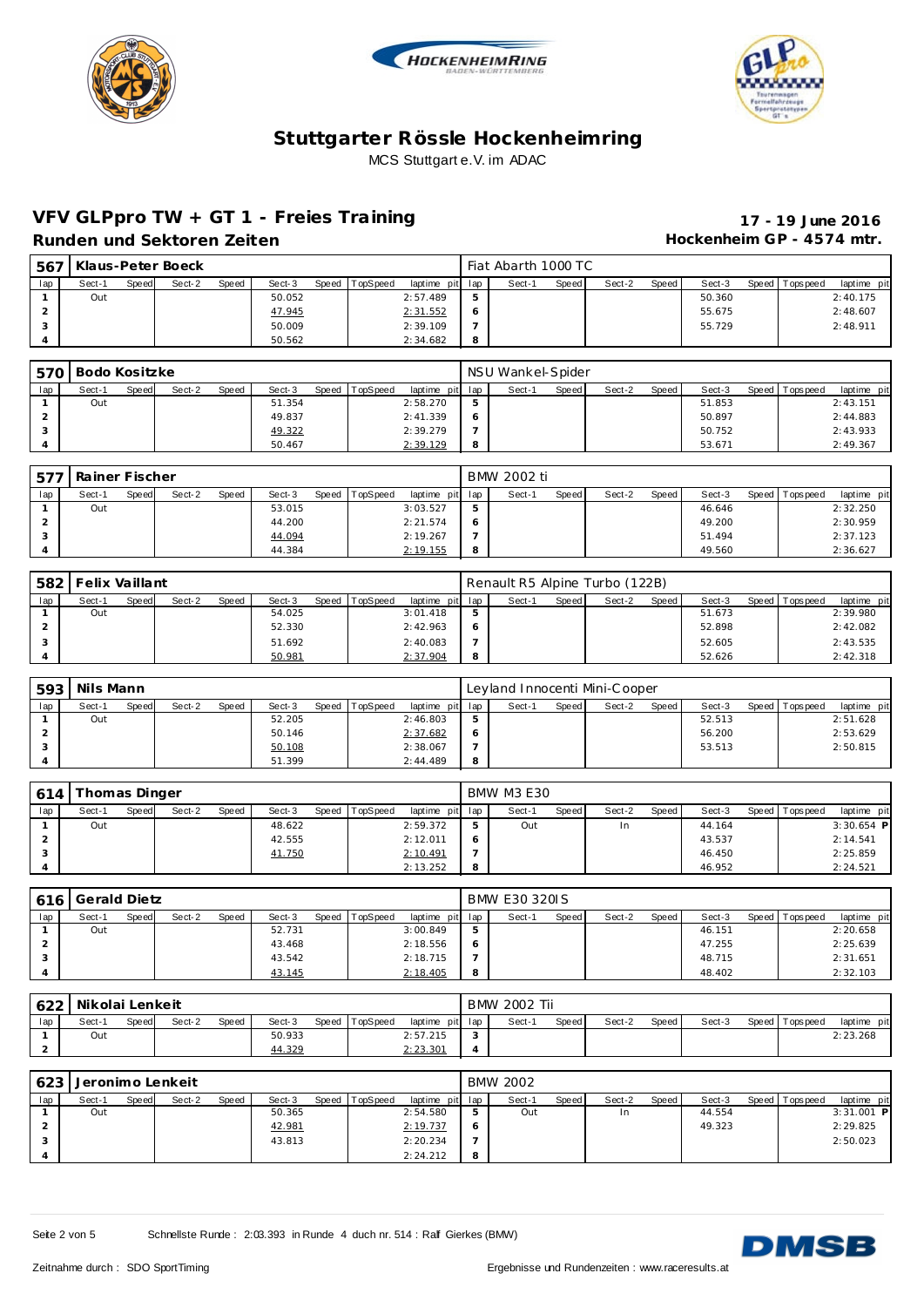# Stuttgarter Rössle Hockenheimring

MCS Stuttgart e.V. im ADAC

## VFV GLPpro TW + GT 1 - Freies Training

**17 - 19 June 2016**

### Runden und Sektoren Zeiten

**Hockenheim GP - 4574 mtr.**

**567 Klaus-Peter Boeck** — Fiat Abarth 1000 TC

| lap | Sect-1 | Speed | Sect-2 | Speed | Sect-3 | Speed | TopSpeed | laptime pit | lap | Sect-1 | Speed | Sect-2 | Speed | Sect-3 | Speed | Topspeed | laptime pit |
|---|---|---|---|---|---|---|---|---|---|---|---|---|---|---|---|---|---|
| 1 | Out | | | | 50.052 | | | 2:57.489 | 5 | | | | | 50.360 | | | 2:40.175 |
| 2 | | | | | 47.945 | | | 2:31.552 | 6 | | | | | 55.675 | | | 2:48.607 |
| 3 | | | | | 50.009 | | | 2:39.109 | 7 | | | | | 55.729 | | | 2:48.911 |
| 4 | | | | | 50.562 | | | 2:34.682 | 8 | | | | | | | | |

**570 Bodo Kositzke** — NSU Wankel-Spider

| lap | Sect-1 | Speed | Sect-2 | Speed | Sect-3 | Speed | TopSpeed | laptime pit | lap | Sect-1 | Speed | Sect-2 | Speed | Sect-3 | Speed | Topspeed | laptime pit |
|---|---|---|---|---|---|---|---|---|---|---|---|---|---|---|---|---|---|
| 1 | Out | | | | 51.354 | | | 2:58.270 | 5 | | | | | 51.853 | | | 2:43.151 |
| 2 | | | | | 49.837 | | | 2:41.339 | 6 | | | | | 50.897 | | | 2:44.883 |
| 3 | | | | | 49.322 | | | 2:39.279 | 7 | | | | | 50.752 | | | 2:43.933 |
| 4 | | | | | 50.467 | | | 2:39.129 | 8 | | | | | 53.671 | | | 2:49.367 |

**577 Rainer Fischer** — BMW 2002 ti

| lap | Sect-1 | Speed | Sect-2 | Speed | Sect-3 | Speed | TopSpeed | laptime pit | lap | Sect-1 | Speed | Sect-2 | Speed | Sect-3 | Speed | Topspeed | laptime pit |
|---|---|---|---|---|---|---|---|---|---|---|---|---|---|---|---|---|---|
| 1 | Out | | | | 53.015 | | | 3:03.527 | 5 | | | | | 46.646 | | | 2:32.250 |
| 2 | | | | | 44.200 | | | 2:21.574 | 6 | | | | | 49.200 | | | 2:30.959 |
| 3 | | | | | 44.094 | | | 2:19.267 | 7 | | | | | 51.494 | | | 2:37.123 |
| 4 | | | | | 44.384 | | | 2:19.155 | 8 | | | | | 49.560 | | | 2:36.627 |

**582 Felix Vaillant** — Renault R5 Alpine Turbo (122B)

| lap | Sect-1 | Speed | Sect-2 | Speed | Sect-3 | Speed | TopSpeed | laptime pit | lap | Sect-1 | Speed | Sect-2 | Speed | Sect-3 | Speed | Topspeed | laptime pit |
|---|---|---|---|---|---|---|---|---|---|---|---|---|---|---|---|---|---|
| 1 | Out | | | | 54.025 | | | 3:01.418 | 5 | | | | | 51.673 | | | 2:39.980 |
| 2 | | | | | 52.330 | | | 2:42.963 | 6 | | | | | 52.898 | | | 2:42.082 |
| 3 | | | | | 51.692 | | | 2:40.083 | 7 | | | | | 52.605 | | | 2:43.535 |
| 4 | | | | | 50.981 | | | 2:37.904 | 8 | | | | | 52.626 | | | 2:42.318 |

**593 Nils Mann** — Leyland Innocenti Mini-Cooper

| lap | Sect-1 | Speed | Sect-2 | Speed | Sect-3 | Speed | TopSpeed | laptime pit | lap | Sect-1 | Speed | Sect-2 | Speed | Sect-3 | Speed | Topspeed | laptime pit |
|---|---|---|---|---|---|---|---|---|---|---|---|---|---|---|---|---|---|
| 1 | Out | | | | 52.205 | | | 2:46.803 | 5 | | | | | 52.513 | | | 2:51.628 |
| 2 | | | | | 50.146 | | | 2:37.682 | 6 | | | | | 56.200 | | | 2:53.629 |
| 3 | | | | | 50.108 | | | 2:38.067 | 7 | | | | | 53.513 | | | 2:50.815 |
| 4 | | | | | 51.399 | | | 2:44.489 | 8 | | | | | | | | |

**614 Thomas Dinger** — BMW M3 E30

| lap | Sect-1 | Speed | Sect-2 | Speed | Sect-3 | Speed | TopSpeed | laptime pit | lap | Sect-1 | Speed | Sect-2 | Speed | Sect-3 | Speed | Topspeed | laptime pit |
|---|---|---|---|---|---|---|---|---|---|---|---|---|---|---|---|---|---|
| 1 | Out | | | | 48.622 | | | 2:59.372 | 5 | Out | | In | | 44.164 | | | 3:30.654 P |
| 2 | | | | | 42.555 | | | 2:12.011 | 6 | | | | | 43.537 | | | 2:14.541 |
| 3 | | | | | 41.750 | | | 2:10.491 | 7 | | | | | 46.450 | | | 2:25.859 |
| 4 | | | | | | | | 2:13.252 | 8 | | | | | 46.952 | | | 2:24.521 |

**616 Gerald Dietz** — BMW E30 320IS

| lap | Sect-1 | Speed | Sect-2 | Speed | Sect-3 | Speed | TopSpeed | laptime pit | lap | Sect-1 | Speed | Sect-2 | Speed | Sect-3 | Speed | Topspeed | laptime pit |
|---|---|---|---|---|---|---|---|---|---|---|---|---|---|---|---|---|---|
| 1 | Out | | | | 52.731 | | | 3:00.849 | 5 | | | | | 46.151 | | | 2:20.658 |
| 2 | | | | | 43.468 | | | 2:18.556 | 6 | | | | | 47.255 | | | 2:25.639 |
| 3 | | | | | 43.542 | | | 2:18.715 | 7 | | | | | 48.715 | | | 2:31.651 |
| 4 | | | | | 43.145 | | | 2:18.405 | 8 | | | | | 48.402 | | | 2:32.103 |

**622 Nikolai Lenkeit** — BMW 2002 Tii

| lap | Sect-1 | Speed | Sect-2 | Speed | Sect-3 | Speed | TopSpeed | laptime pit | lap | Sect-1 | Speed | Sect-2 | Speed | Sect-3 | Speed | Topspeed | laptime pit |
|---|---|---|---|---|---|---|---|---|---|---|---|---|---|---|---|---|---|
| 1 | Out | | | | 50.933 | | | 2:57.215 | 3 | | | | | | | | 2:23.268 |
| 2 | | | | | 44.329 | | | 2:23.301 | 4 | | | | | | | | |

**623 Jeronimo Lenkeit** — BMW 2002

| lap | Sect-1 | Speed | Sect-2 | Speed | Sect-3 | Speed | TopSpeed | laptime pit | lap | Sect-1 | Speed | Sect-2 | Speed | Sect-3 | Speed | Topspeed | laptime pit |
|---|---|---|---|---|---|---|---|---|---|---|---|---|---|---|---|---|---|
| 1 | Out | | | | 50.365 | | | 2:54.580 | 5 | Out | | In | | 44.554 | | | 3:31.001 P |
| 2 | | | | | 42.981 | | | 2:19.737 | 6 | | | | | 49.323 | | | 2:29.825 |
| 3 | | | | | 43.813 | | | 2:20.234 | 7 | | | | | | | | 2:50.023 |
| 4 | | | | | | | | 2:24.212 | 8 | | | | | | | | |

Schnellste Runde : 2:03.393 in Runde 4 duch nr. 514 : Ralf Gierkes (BMW)

Zeitnahme durch : SDO SportTiming

Ergebnisse und Rundenzeiten : www.raceresults.at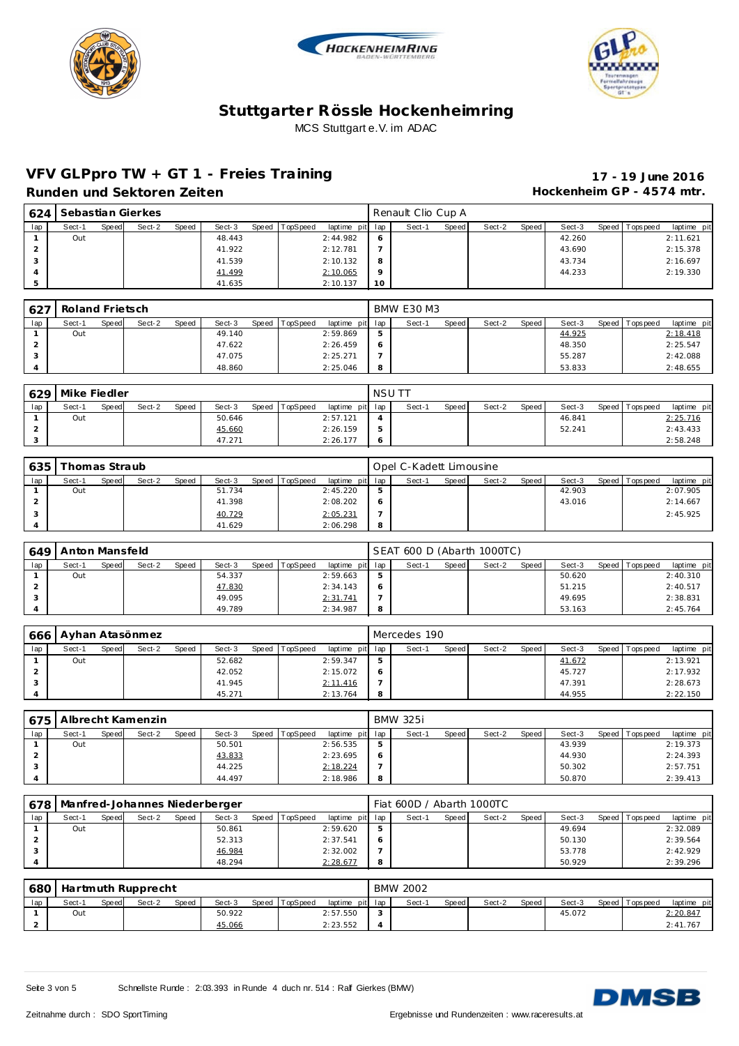# Stuttgarter Rössle Hockenheimring

MCS Stuttgart e.V. im ADAC

## VFV GLPpro TW + GT 1 - Freies Training

**Runden und Sektoren Zeiten**

**17 - 19 June 2016**

**Hockenheim GP - 4574 mtr.**

| 624 | Sebastian Gierkes | | | | | | | | Renault Clio Cup A | | | | | | | | |
|---|---|---|---|---|---|---|---|---|---|---|---|---|---|---|---|---|---|
| lap | Sect-1 | Speed | Sect-2 | Speed | Sect-3 | Speed | TopSpeed | laptime pit | lap | Sect-1 | Speed | Sect-2 | Speed | Sect-3 | Speed | Topspeed | laptime pit |
| 1 | Out | | | | 48.443 | | | 2:44.982 | 6 | | | | | 42.260 | | | 2:11.621 |
| 2 | | | | | 41.922 | | | 2:12.781 | 7 | | | | | 43.690 | | | 2:15.378 |
| 3 | | | | | 41.539 | | | 2:10.132 | 8 | | | | | 43.734 | | | 2:16.697 |
| 4 | | | | | 41.499 | | | 2:10.065 | 9 | | | | | 44.233 | | | 2:19.330 |
| 5 | | | | | 41.635 | | | 2:10.137 | 10 | | | | | | | | |

| 627 | Roland Frietsch | | | | | | | | BMW E30 M3 | | | | | | | | |
|---|---|---|---|---|---|---|---|---|---|---|---|---|---|---|---|---|---|
| lap | Sect-1 | Speed | Sect-2 | Speed | Sect-3 | Speed | TopSpeed | laptime pit | lap | Sect-1 | Speed | Sect-2 | Speed | Sect-3 | Speed | Topspeed | laptime pit |
| 1 | Out | | | | 49.140 | | | 2:59.869 | 5 | | | | | 44.925 | | | 2:18.418 |
| 2 | | | | | 47.622 | | | 2:26.459 | 6 | | | | | 48.350 | | | 2:25.547 |
| 3 | | | | | 47.075 | | | 2:25.271 | 7 | | | | | 55.287 | | | 2:42.088 |
| 4 | | | | | 48.860 | | | 2:25.046 | 8 | | | | | 53.833 | | | 2:48.655 |

| 629 | Mike Fiedler | | | | | | | | NSU TT | | | | | | | | |
|---|---|---|---|---|---|---|---|---|---|---|---|---|---|---|---|---|---|
| lap | Sect-1 | Speed | Sect-2 | Speed | Sect-3 | Speed | TopSpeed | laptime pit | lap | Sect-1 | Speed | Sect-2 | Speed | Sect-3 | Speed | Topspeed | laptime pit |
| 1 | Out | | | | 50.646 | | | 2:57.121 | 4 | | | | | 46.841 | | | 2:25.716 |
| 2 | | | | | 45.660 | | | 2:26.159 | 5 | | | | | 52.241 | | | 2:43.433 |
| 3 | | | | | 47.271 | | | 2:26.177 | 6 | | | | | | | | 2:58.248 |

| 635 | Thomas Straub | | | | | | | | Opel C-Kadett Limousine | | | | | | | | |
|---|---|---|---|---|---|---|---|---|---|---|---|---|---|---|---|---|---|
| lap | Sect-1 | Speed | Sect-2 | Speed | Sect-3 | Speed | TopSpeed | laptime pit | lap | Sect-1 | Speed | Sect-2 | Speed | Sect-3 | Speed | Topspeed | laptime pit |
| 1 | Out | | | | 51.734 | | | 2:45.220 | 5 | | | | | 42.903 | | | 2:07.905 |
| 2 | | | | | 41.398 | | | 2:08.202 | 6 | | | | | 43.016 | | | 2:14.667 |
| 3 | | | | | 40.729 | | | 2:05.231 | 7 | | | | | | | | 2:45.925 |
| 4 | | | | | 41.629 | | | 2:06.298 | 8 | | | | | | | | |

| 649 | Anton Mansfeld | | | | | | | | SEAT 600 D (Abarth 1000TC) | | | | | | | | |
|---|---|---|---|---|---|---|---|---|---|---|---|---|---|---|---|---|---|
| lap | Sect-1 | Speed | Sect-2 | Speed | Sect-3 | Speed | TopSpeed | laptime pit | lap | Sect-1 | Speed | Sect-2 | Speed | Sect-3 | Speed | Topspeed | laptime pit |
| 1 | Out | | | | 54.337 | | | 2:59.663 | 5 | | | | | 50.620 | | | 2:40.310 |
| 2 | | | | | 47.830 | | | 2:34.143 | 6 | | | | | 51.215 | | | 2:40.517 |
| 3 | | | | | 49.095 | | | 2:31.741 | 7 | | | | | 49.695 | | | 2:38.831 |
| 4 | | | | | 49.789 | | | 2:34.987 | 8 | | | | | 53.163 | | | 2:45.764 |

| 666 | Ayhan Atasönmez | | | | | | | | Mercedes 190 | | | | | | | | |
|---|---|---|---|---|---|---|---|---|---|---|---|---|---|---|---|---|---|
| lap | Sect-1 | Speed | Sect-2 | Speed | Sect-3 | Speed | TopSpeed | laptime pit | lap | Sect-1 | Speed | Sect-2 | Speed | Sect-3 | Speed | Topspeed | laptime pit |
| 1 | Out | | | | 52.682 | | | 2:59.347 | 5 | | | | | 41.672 | | | 2:13.921 |
| 2 | | | | | 42.052 | | | 2:15.072 | 6 | | | | | 45.727 | | | 2:17.932 |
| 3 | | | | | 41.945 | | | 2:11.416 | 7 | | | | | 47.391 | | | 2:28.673 |
| 4 | | | | | 45.271 | | | 2:13.764 | 8 | | | | | 44.955 | | | 2:22.150 |

| 675 | Albrecht Kamenzin | | | | | | | | BMW 325i | | | | | | | | |
|---|---|---|---|---|---|---|---|---|---|---|---|---|---|---|---|---|---|
| lap | Sect-1 | Speed | Sect-2 | Speed | Sect-3 | Speed | TopSpeed | laptime pit | lap | Sect-1 | Speed | Sect-2 | Speed | Sect-3 | Speed | Topspeed | laptime pit |
| 1 | Out | | | | 50.501 | | | 2:56.535 | 5 | | | | | 43.939 | | | 2:19.373 |
| 2 | | | | | 43.833 | | | 2:23.695 | 6 | | | | | 44.930 | | | 2:24.393 |
| 3 | | | | | 44.225 | | | 2:18.224 | 7 | | | | | 50.302 | | | 2:57.751 |
| 4 | | | | | 44.497 | | | 2:18.986 | 8 | | | | | 50.870 | | | 2:39.413 |

| 678 | Manfred-Johannes Niederberger | | | | | | | | Fiat 600D / Abarth 1000TC | | | | | | | | |
|---|---|---|---|---|---|---|---|---|---|---|---|---|---|---|---|---|---|
| lap | Sect-1 | Speed | Sect-2 | Speed | Sect-3 | Speed | TopSpeed | laptime pit | lap | Sect-1 | Speed | Sect-2 | Speed | Sect-3 | Speed | Topspeed | laptime pit |
| 1 | Out | | | | 50.861 | | | 2:59.620 | 5 | | | | | 49.694 | | | 2:32.089 |
| 2 | | | | | 52.313 | | | 2:37.541 | 6 | | | | | 50.130 | | | 2:39.564 |
| 3 | | | | | 46.984 | | | 2:32.002 | 7 | | | | | 53.778 | | | 2:42.929 |
| 4 | | | | | 48.294 | | | 2:28.677 | 8 | | | | | 50.929 | | | 2:39.296 |

| 680 | Hartmuth Rupprecht | | | | | | | | BMW 2002 | | | | | | | | |
|---|---|---|---|---|---|---|---|---|---|---|---|---|---|---|---|---|---|
| lap | Sect-1 | Speed | Sect-2 | Speed | Sect-3 | Speed | TopSpeed | laptime pit | lap | Sect-1 | Speed | Sect-2 | Speed | Sect-3 | Speed | Topspeed | laptime pit |
| 1 | Out | | | | 50.922 | | | 2:57.550 | 3 | | | | | 45.072 | | | 2:20.847 |
| 2 | | | | | 45.066 | | | 2:23.552 | 4 | | | | | | | | 2:41.767 |

Schnellste Runde : 2:03.393 in Runde 4 duch nr. 514 : Ralf Gierkes (BMW)

Zeitnahme durch : SDO SportTiming

Ergebnisse und Rundenzeiten : www.raceresults.at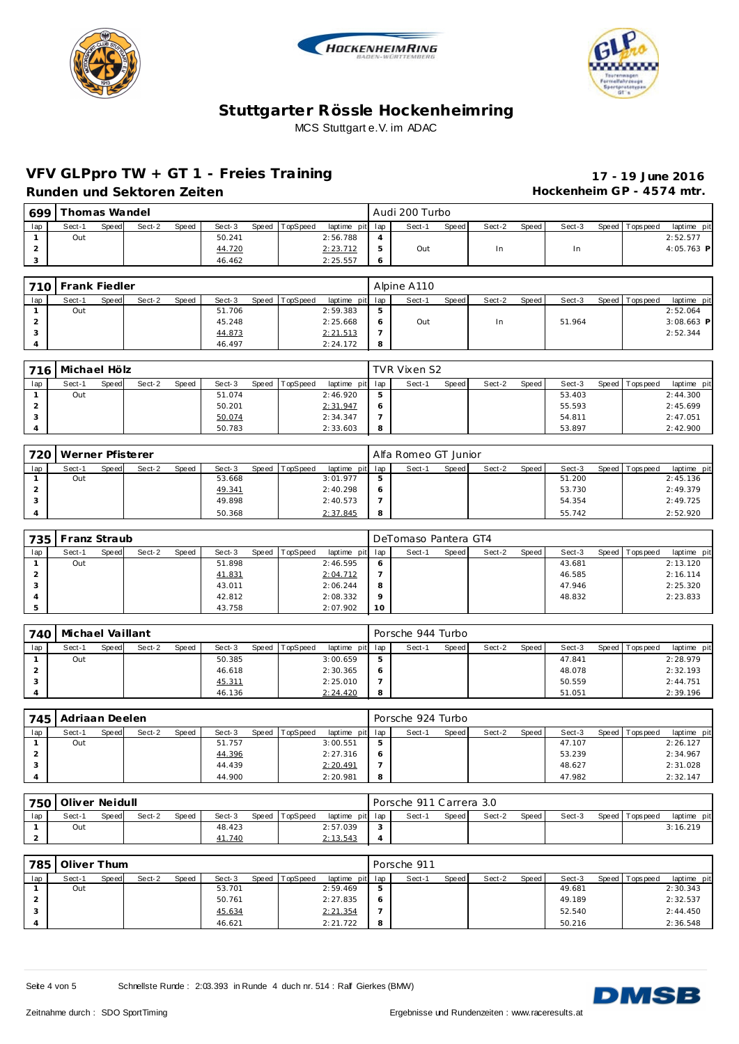# Stuttgarter Rössle Hockenheimring

MCS Stuttgart e.V. im ADAC

## VFV GLPpro TW + GT 1 - Freies Training

**17 - 19 June 2016**

### Runden und Sektoren Zeiten

**Hockenheim GP - 4574 mtr.**

| 699 | Thomas Wandel | | | | | | | | Audi 200 Turbo | | | | | | | | |
|---|---|---|---|---|---|---|---|---|---|---|---|---|---|---|---|---|---|
| lap | Sect-1 | Speed | Sect-2 | Speed | Sect-3 | Speed | TopSpeed | laptime pit | lap | Sect-1 | Speed | Sect-2 | Speed | Sect-3 | Speed | Topspeed | laptime pit |
| 1 | Out | | | | 50.241 | | | 2:56.788 | 4 | | | | | | | | 2:52.577 |
| 2 | | | | | 44.720 | | | 2:23.712 | 5 | Out | | In | | In | | | 4:05.763 P |
| 3 | | | | | 46.462 | | | 2:25.557 | 6 | | | | | | | | |

| 710 | Frank Fiedler | | | | | | | | Alpine A110 | | | | | | | | |
|---|---|---|---|---|---|---|---|---|---|---|---|---|---|---|---|---|---|
| lap | Sect-1 | Speed | Sect-2 | Speed | Sect-3 | Speed | TopSpeed | laptime pit | lap | Sect-1 | Speed | Sect-2 | Speed | Sect-3 | Speed | Topspeed | laptime pit |
| 1 | Out | | | | 51.706 | | | 2:59.383 | 5 | | | | | | | | 2:52.064 |
| 2 | | | | | 45.248 | | | 2:25.668 | 6 | Out | | In | | 51.964 | | | 3:08.663 P |
| 3 | | | | | 44.873 | | | 2:21.513 | 7 | | | | | | | | 2:52.344 |
| 4 | | | | | 46.497 | | | 2:24.172 | 8 | | | | | | | | |

| 716 | Michael Hölz | | | | | | | | TVR Vixen S2 | | | | | | | | |
|---|---|---|---|---|---|---|---|---|---|---|---|---|---|---|---|---|---|
| lap | Sect-1 | Speed | Sect-2 | Speed | Sect-3 | Speed | TopSpeed | laptime pit | lap | Sect-1 | Speed | Sect-2 | Speed | Sect-3 | Speed | Topspeed | laptime pit |
| 1 | Out | | | | 51.074 | | | 2:46.920 | 5 | | | | | 53.403 | | | 2:44.300 |
| 2 | | | | | 50.201 | | | 2:31.947 | 6 | | | | | 55.593 | | | 2:45.699 |
| 3 | | | | | 50.074 | | | 2:34.347 | 7 | | | | | 54.811 | | | 2:47.051 |
| 4 | | | | | 50.783 | | | 2:33.603 | 8 | | | | | 53.897 | | | 2:42.900 |

| 720 | Werner Pfisterer | | | | | | | | Alfa Romeo GT Junior | | | | | | | | |
|---|---|---|---|---|---|---|---|---|---|---|---|---|---|---|---|---|---|
| lap | Sect-1 | Speed | Sect-2 | Speed | Sect-3 | Speed | TopSpeed | laptime pit | lap | Sect-1 | Speed | Sect-2 | Speed | Sect-3 | Speed | Topspeed | laptime pit |
| 1 | Out | | | | 53.668 | | | 3:01.977 | 5 | | | | | 51.200 | | | 2:45.136 |
| 2 | | | | | 49.341 | | | 2:40.298 | 6 | | | | | 53.730 | | | 2:49.379 |
| 3 | | | | | 49.898 | | | 2:40.573 | 7 | | | | | 54.354 | | | 2:49.725 |
| 4 | | | | | 50.368 | | | 2:37.845 | 8 | | | | | 55.742 | | | 2:52.920 |

| 735 | Franz Straub | | | | | | | | DeTomaso Pantera GT4 | | | | | | | | |
|---|---|---|---|---|---|---|---|---|---|---|---|---|---|---|---|---|---|
| lap | Sect-1 | Speed | Sect-2 | Speed | Sect-3 | Speed | TopSpeed | laptime pit | lap | Sect-1 | Speed | Sect-2 | Speed | Sect-3 | Speed | Topspeed | laptime pit |
| 1 | Out | | | | 51.898 | | | 2:46.595 | 6 | | | | | 43.681 | | | 2:13.120 |
| 2 | | | | | 41.831 | | | 2:04.712 | 7 | | | | | 46.585 | | | 2:16.114 |
| 3 | | | | | 43.011 | | | 2:06.244 | 8 | | | | | 47.946 | | | 2:25.320 |
| 4 | | | | | 42.812 | | | 2:08.332 | 9 | | | | | 48.832 | | | 2:23.833 |
| 5 | | | | | 43.758 | | | 2:07.902 | 10 | | | | | | | | |

| 740 | Michael Vaillant | | | | | | | | Porsche 944 Turbo | | | | | | | | |
|---|---|---|---|---|---|---|---|---|---|---|---|---|---|---|---|---|---|
| lap | Sect-1 | Speed | Sect-2 | Speed | Sect-3 | Speed | TopSpeed | laptime pit | lap | Sect-1 | Speed | Sect-2 | Speed | Sect-3 | Speed | Topspeed | laptime pit |
| 1 | Out | | | | 50.385 | | | 3:00.659 | 5 | | | | | 47.841 | | | 2:28.979 |
| 2 | | | | | 46.618 | | | 2:30.365 | 6 | | | | | 48.078 | | | 2:32.193 |
| 3 | | | | | 45.311 | | | 2:25.010 | 7 | | | | | 50.559 | | | 2:44.751 |
| 4 | | | | | 46.136 | | | 2:24.420 | 8 | | | | | 51.051 | | | 2:39.196 |

| 745 | Adriaan Deelen | | | | | | | | Porsche 924 Turbo | | | | | | | | |
|---|---|---|---|---|---|---|---|---|---|---|---|---|---|---|---|---|---|
| lap | Sect-1 | Speed | Sect-2 | Speed | Sect-3 | Speed | TopSpeed | laptime pit | lap | Sect-1 | Speed | Sect-2 | Speed | Sect-3 | Speed | Topspeed | laptime pit |
| 1 | Out | | | | 51.757 | | | 3:00.551 | 5 | | | | | 47.107 | | | 2:26.127 |
| 2 | | | | | 44.396 | | | 2:27.316 | 6 | | | | | 53.239 | | | 2:34.967 |
| 3 | | | | | 44.439 | | | 2:20.491 | 7 | | | | | 48.627 | | | 2:31.028 |
| 4 | | | | | 44.900 | | | 2:20.981 | 8 | | | | | 47.982 | | | 2:32.147 |

| 750 | Oliver Neidull | | | | | | | | Porsche 911 Carrera 3.0 | | | | | | | | |
|---|---|---|---|---|---|---|---|---|---|---|---|---|---|---|---|---|---|
| lap | Sect-1 | Speed | Sect-2 | Speed | Sect-3 | Speed | TopSpeed | laptime pit | lap | Sect-1 | Speed | Sect-2 | Speed | Sect-3 | Speed | Topspeed | laptime pit |
| 1 | Out | | | | 48.423 | | | 2:57.039 | 3 | | | | | | | | 3:16.219 |
| 2 | | | | | 41.740 | | | 2:13.543 | 4 | | | | | | | | |

| 785 | Oliver Thum | | | | | | | | Porsche 911 | | | | | | | | |
|---|---|---|---|---|---|---|---|---|---|---|---|---|---|---|---|---|---|
| lap | Sect-1 | Speed | Sect-2 | Speed | Sect-3 | Speed | TopSpeed | laptime pit | lap | Sect-1 | Speed | Sect-2 | Speed | Sect-3 | Speed | Topspeed | laptime pit |
| 1 | Out | | | | 53.701 | | | 2:59.469 | 5 | | | | | 49.681 | | | 2:30.343 |
| 2 | | | | | 50.761 | | | 2:27.835 | 6 | | | | | 49.189 | | | 2:32.537 |
| 3 | | | | | 45.634 | | | 2:21.354 | 7 | | | | | 52.540 | | | 2:44.450 |
| 4 | | | | | 46.621 | | | 2:21.722 | 8 | | | | | 50.216 | | | 2:36.548 |

Schnellste Runde : 2:03.393 in Runde 4 duch nr. 514 : Ralf Gierkes (BMW)

Zeitnahme durch : SDO SportTiming

Ergebnisse und Rundenzeiten : www.raceresults.at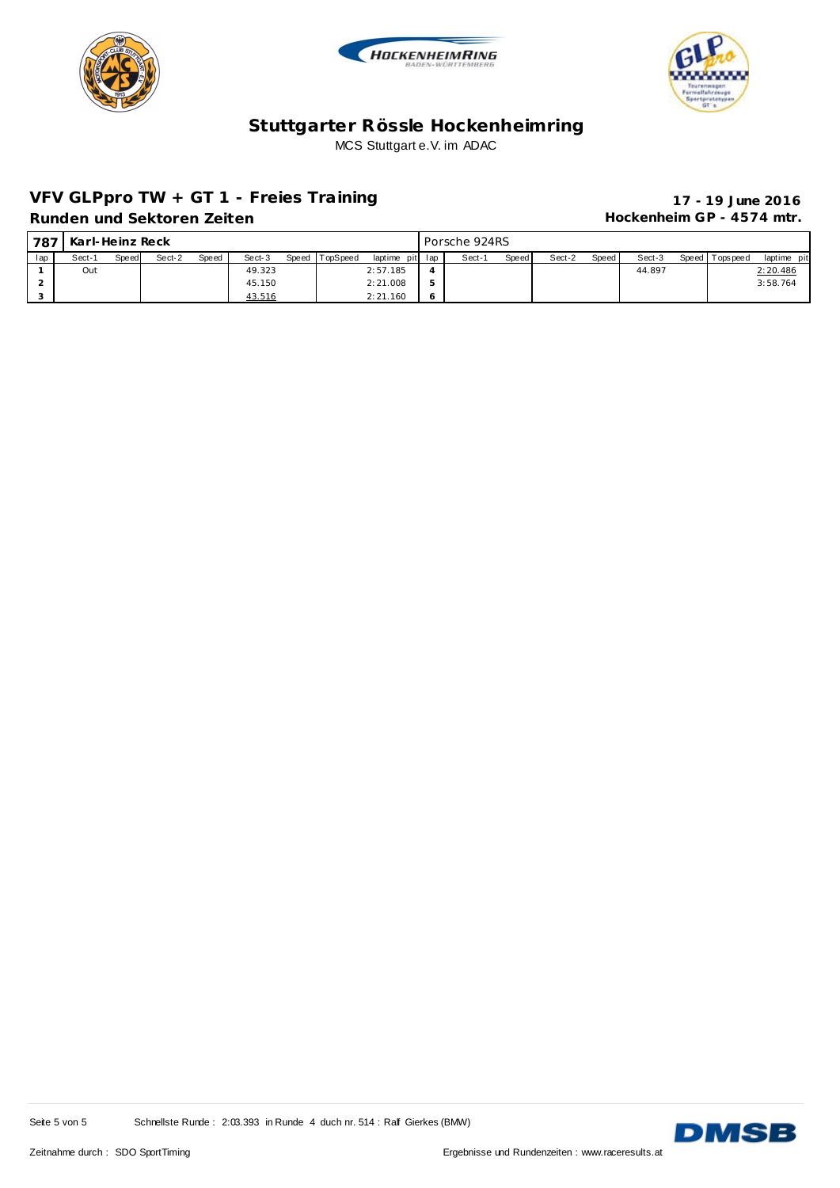# Stuttgarter Rössle Hockenheimring

MCS Stuttgart e.V. im ADAC

## VFV GLPpro TW + GT 1 - Freies Training

**Runden und Sektoren Zeiten**

**17 - 19 June 2016**

**Hockenheim GP - 4574 mtr.**

| 787 | Karl-Heinz Reck | | | | | | | | | Porsche 924RS | | | | | | | | | |
|---|---|---|---|---|---|---|---|---|---|---|---|---|---|---|---|---|---|---|---|
| lap | Sect-1 | Speed | Sect-2 | Speed | Sect-3 | Speed | TopSpeed | laptime | pit | lap | Sect-1 | Speed | Sect-2 | Speed | Sect-3 | Speed | Topspeed | laptime | pit |
| 1 | Out | | | | 49.323 | | | 2:57.185 | | 4 | | | | | 44.897 | | | 2:20.486 | |
| 2 | | | | | 45.150 | | | 2:21.008 | | 5 | | | | | | | | 3:58.764 | |
| 3 | | | | | 43.516 | | | 2:21.160 | | 6 | | | | | | | | | |

Schnellste Runde : 2:03.393 in Runde 4 duch nr. 514 : Ralf Gierkes (BMW)

Zeitnahme durch : SDO SportTiming

Ergebnisse und Rundenzeiten : www.raceresults.at